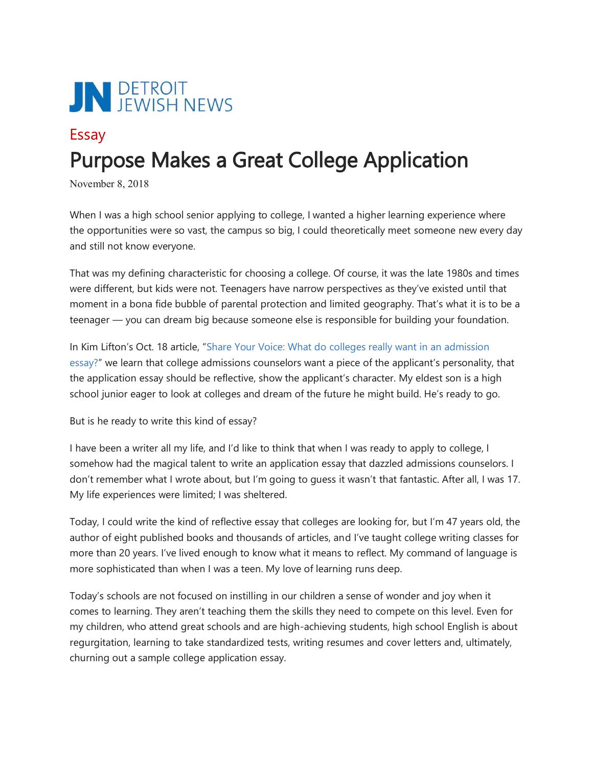JN DETROIT JEWISH NEWS

Essay

# Purpose Makes a Great College Application

November 8, 2018

When I was a high school senior applying to college, I wanted a higher learning experience where the opportunities were so vast, the campus so big, I could theoretically meet someone new every day and still not know everyone.

That was my defining characteristic for choosing a college. Of course, it was the late 1980s and times were different, but kids were not. Teenagers have narrow perspectives as they've existed until that moment in a bona fide bubble of parental protection and limited geography. That's what it is to be a teenager — you can dream big because someone else is responsible for building your foundation.

In Kim Lifton's Oct. 18 article, "Share Your Voice: What do colleges really want in an admission essay?" we learn that college admissions counselors want a piece of the applicant's personality, that the application essay should be reflective, show the applicant's character. My eldest son is a high school junior eager to look at colleges and dream of the future he might build. He's ready to go.

But is he ready to write this kind of essay?

I have been a writer all my life, and I'd like to think that when I was ready to apply to college, I somehow had the magical talent to write an application essay that dazzled admissions counselors. I don't remember what I wrote about, but I'm going to guess it wasn't that fantastic. After all, I was 17. My life experiences were limited; I was sheltered.

Today, I could write the kind of reflective essay that colleges are looking for, but I'm 47 years old, the author of eight published books and thousands of articles, and I've taught college writing classes for more than 20 years. I've lived enough to know what it means to reflect. My command of language is more sophisticated than when I was a teen. My love of learning runs deep.

Today's schools are not focused on instilling in our children a sense of wonder and joy when it comes to learning. They aren't teaching them the skills they need to compete on this level. Even for my children, who attend great schools and are high-achieving students, high school English is about regurgitation, learning to take standardized tests, writing resumes and cover letters and, ultimately, churning out a sample college application essay.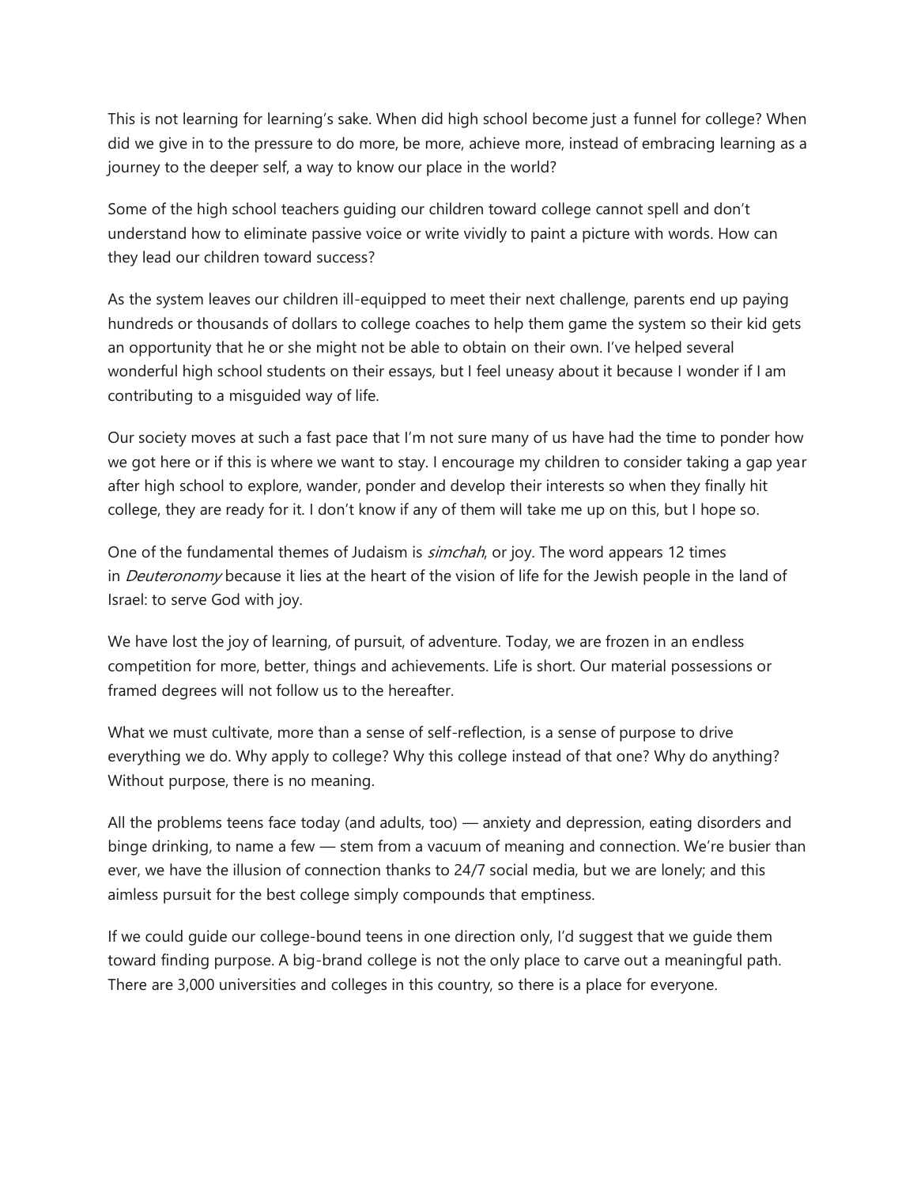This is not learning for learning's sake. When did high school become just a funnel for college? When did we give in to the pressure to do more, be more, achieve more, instead of embracing learning as a journey to the deeper self, a way to know our place in the world?

Some of the high school teachers guiding our children toward college cannot spell and don't understand how to eliminate passive voice or write vividly to paint a picture with words. How can they lead our children toward success?

As the system leaves our children ill-equipped to meet their next challenge, parents end up paying hundreds or thousands of dollars to college coaches to help them game the system so their kid gets an opportunity that he or she might not be able to obtain on their own. I've helped several wonderful high school students on their essays, but I feel uneasy about it because I wonder if I am contributing to a misguided way of life.

Our society moves at such a fast pace that I'm not sure many of us have had the time to ponder how we got here or if this is where we want to stay. I encourage my children to consider taking a gap year after high school to explore, wander, ponder and develop their interests so when they finally hit college, they are ready for it. I don't know if any of them will take me up on this, but I hope so.

One of the fundamental themes of Judaism is *simchah*, or joy. The word appears 12 times in *Deuteronomy* because it lies at the heart of the vision of life for the Jewish people in the land of Israel: to serve God with joy.

We have lost the joy of learning, of pursuit, of adventure. Today, we are frozen in an endless competition for more, better, things and achievements. Life is short. Our material possessions or framed degrees will not follow us to the hereafter.

What we must cultivate, more than a sense of self-reflection, is a sense of purpose to drive everything we do. Why apply to college? Why this college instead of that one? Why do anything? Without purpose, there is no meaning.

All the problems teens face today (and adults, too) — anxiety and depression, eating disorders and binge drinking, to name a few — stem from a vacuum of meaning and connection. We're busier than ever, we have the illusion of connection thanks to 24/7 social media, but we are lonely; and this aimless pursuit for the best college simply compounds that emptiness.

If we could guide our college-bound teens in one direction only, I'd suggest that we guide them toward finding purpose. A big-brand college is not the only place to carve out a meaningful path. There are 3,000 universities and colleges in this country, so there is a place for everyone.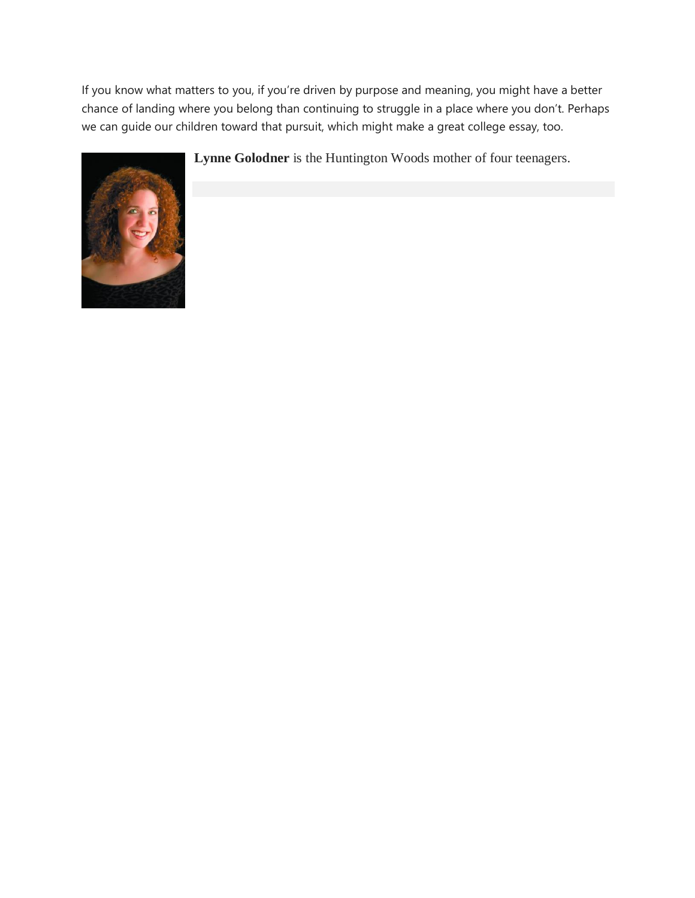If you know what matters to you, if you're driven by purpose and meaning, you might have a better chance of landing where you belong than continuing to struggle in a place where you don't. Perhaps we can guide our children toward that pursuit, which might make a great college essay, too.

**Lynne Golodner** is the Huntington Woods mother of four teenagers.